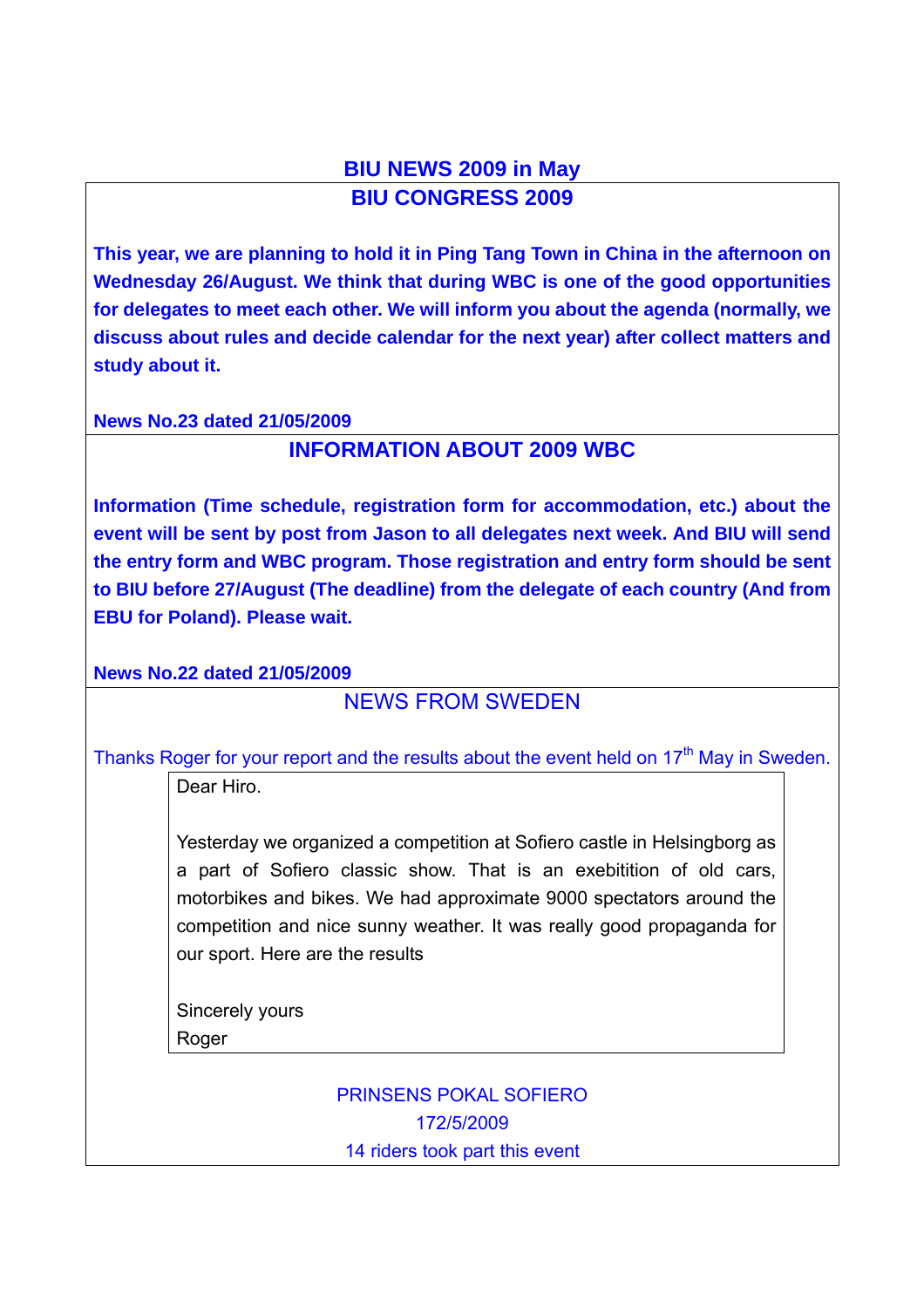# BIU NEWS 2009 in May

## BIU CONGRESS 2009

**This year, we are planning to hold it in Ping Tang Town in China in the afternoon on Wednesday 26/August. We think that during WBC is one of the good opportunities for delegates to meet each other. We will inform you about the agenda (normally, we discuss about rules and decide calendar for the next year) after collect matters and study about it.**

**News No.23 dated 21/05/2009**

## INFORMATION ABOUT 2009 WBC

**Information (Time schedule, registration form for accommodation, etc.) about the event will be sent by post from Jason to all delegates next week. And BIU will send the entry form and WBC program. Those registration and entry form should be sent to BIU before 27/August (The deadline) from the delegate of each country (And from EBU for Poland). Please wait.**

**News No.22 dated 21/05/2009**

## NEWS FROM SWEDEN

Thanks Roger for your report and the results about the event held on 17th May in Sweden.

> Dear Hiro.
>
> Yesterday we organized a competition at Sofiero castle in Helsingborg as a part of Sofiero classic show. That is an exebitition of old cars, motorbikes and bikes. We had approximate 9000 spectators around the competition and nice sunny weather. It was really good propaganda for our sport. Here are the results
>
> Sincerely yours
> Roger

PRINSENS POKAL SOFIERO

172/5/2009

14 riders took part this event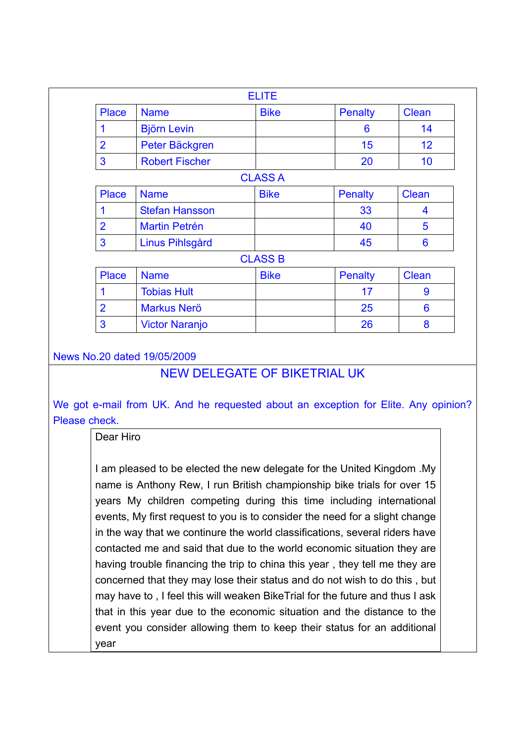### ELITE

| Place | Name | Bike | Penalty | Clean |
|---|---|---|---|---|
| 1 | Björn Levin | | 6 | 14 |
| 2 | Peter Bäckgren | | 15 | 12 |
| 3 | Robert Fischer | | 20 | 10 |

### CLASS A

| Place | Name | Bike | Penalty | Clean |
|---|---|---|---|---|
| 1 | Stefan Hansson | | 33 | 4 |
| 2 | Martin Petrén | | 40 | 5 |
| 3 | Linus Pihlsgård | | 45 | 6 |

### CLASS B

| Place | Name | Bike | Penalty | Clean |
|---|---|---|---|---|
| 1 | Tobias Hult | | 17 | 9 |
| 2 | Markus Nerö | | 25 | 6 |
| 3 | Victor Naranjo | | 26 | 8 |

News No.20 dated 19/05/2009

## NEW DELEGATE OF BIKETRIAL UK

We got e-mail from UK. And he requested about an exception for Elite. Any opinion? Please check.

> Dear Hiro
>
> I am pleased to be elected the new delegate for the United Kingdom .My name is Anthony Rew, I run British championship bike trials for over 15 years My children competing during this time including international events, My first request to you is to consider the need for a slight change in the way that we continure the world classifications, several riders have contacted me and said that due to the world economic situation they are having trouble financing the trip to china this year , they tell me they are concerned that they may lose their status and do not wish to do this , but may have to , I feel this will weaken BikeTrial for the future and thus I ask that in this year due to the economic situation and the distance to the event you consider allowing them to keep their status for an additional year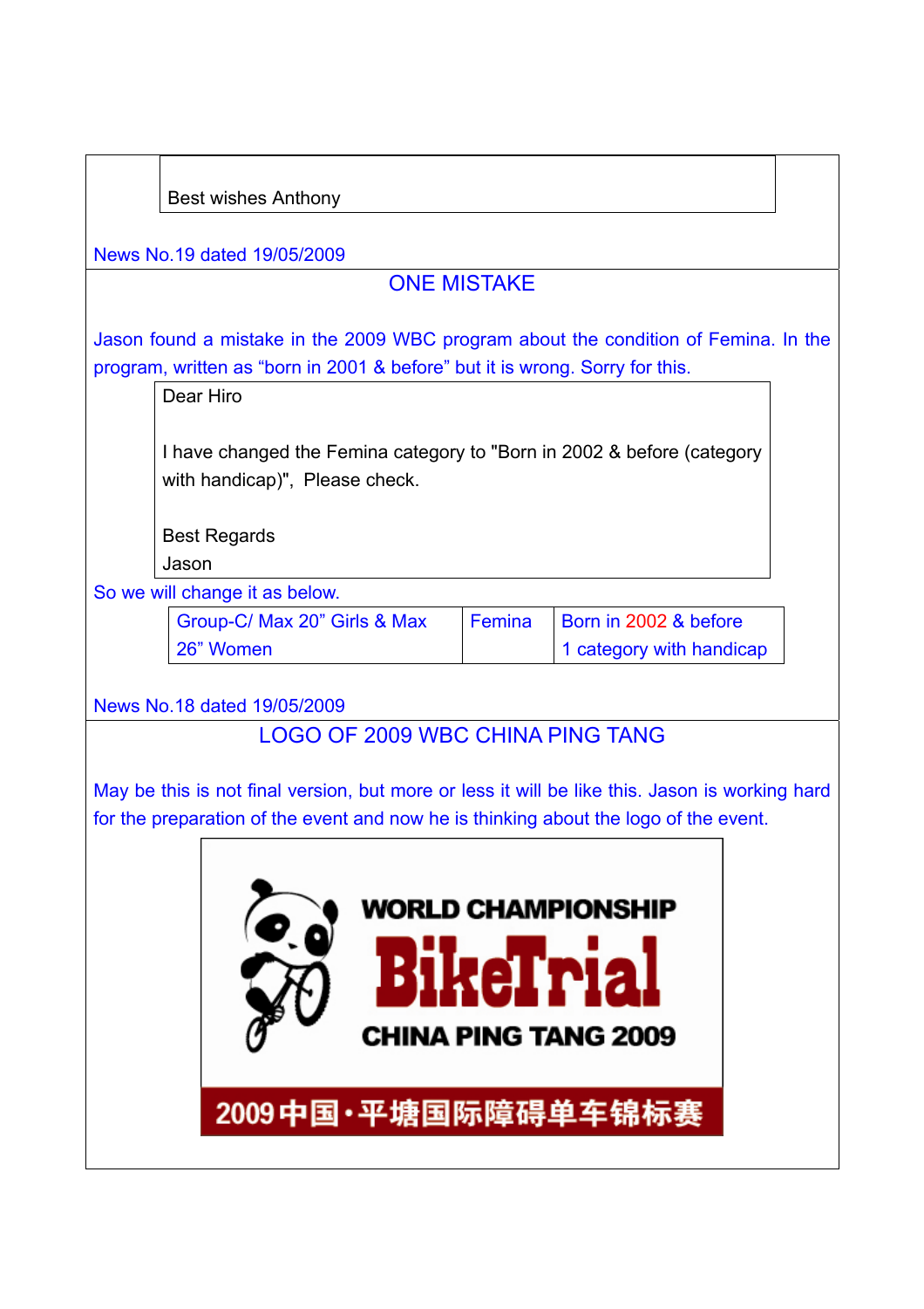Best wishes Anthony

News No.19 dated 19/05/2009

## ONE MISTAKE

Jason found a mistake in the 2009 WBC program about the condition of Femina. In the program, written as "born in 2001 & before" but it is wrong. Sorry for this.

Dear Hiro

I have changed the Femina category to "Born in 2002 & before (category with handicap)", Please check.

Best Regards
Jason

So we will change it as below.

| Group-C/ Max 20" Girls & Max 26" Women | Femina | Born in 2002 & before<br>1 category with handicap |
|---|---|---|

News No.18 dated 19/05/2009

## LOGO OF 2009 WBC CHINA PING TANG

May be this is not final version, but more or less it will be like this. Jason is working hard for the preparation of the event and now he is thinking about the logo of the event.

WORLD CHAMPIONSHIP
BikeTrial
CHINA PING TANG 2009
2009中国·平塘国际障碍单车锦标赛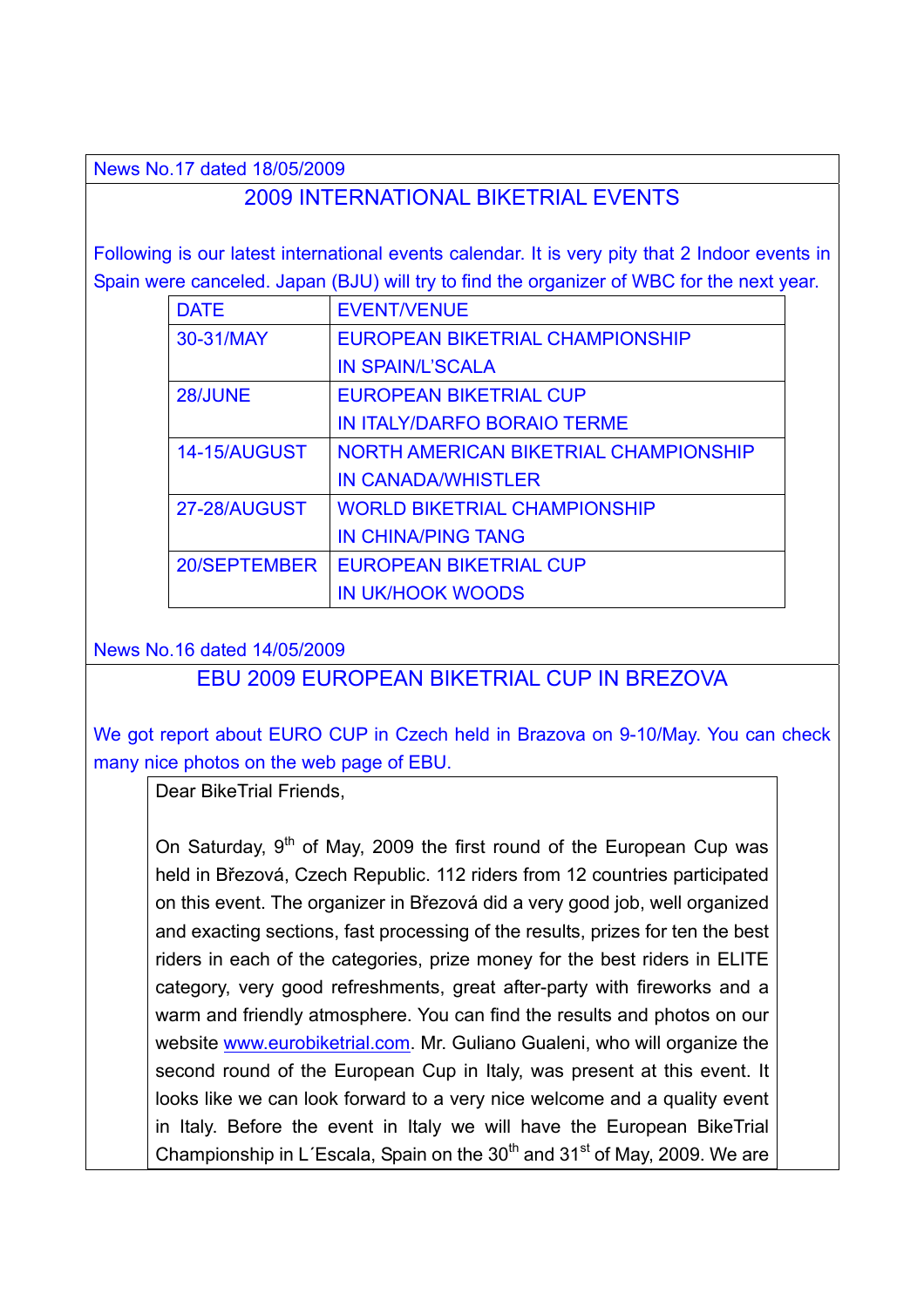News No.17 dated 18/05/2009

## 2009 INTERNATIONAL BIKETRIAL EVENTS

Following is our latest international events calendar. It is very pity that 2 Indoor events in Spain were canceled. Japan (BJU) will try to find the organizer of WBC for the next year.

| DATE | EVENT/VENUE |
|---|---|
| 30-31/MAY | EUROPEAN BIKETRIAL CHAMPIONSHIP IN SPAIN/L'SCALA |
| 28/JUNE | EUROPEAN BIKETRIAL CUP IN ITALY/DARFO BORAIO TERME |
| 14-15/AUGUST | NORTH AMERICAN BIKETRIAL CHAMPIONSHIP IN CANADA/WHISTLER |
| 27-28/AUGUST | WORLD BIKETRIAL CHAMPIONSHIP IN CHINA/PING TANG |
| 20/SEPTEMBER | EUROPEAN BIKETRIAL CUP IN UK/HOOK WOODS |

News No.16 dated 14/05/2009

## EBU 2009 EUROPEAN BIKETRIAL CUP IN BREZOVA

We got report about EURO CUP in Czech held in Brazova on 9-10/May. You can check many nice photos on the web page of EBU.

Dear BikeTrial Friends,

On Saturday, 9th of May, 2009 the first round of the European Cup was held in Březová, Czech Republic. 112 riders from 12 countries participated on this event. The organizer in Březová did a very good job, well organized and exacting sections, fast processing of the results, prizes for ten the best riders in each of the categories, prize money for the best riders in ELITE category, very good refreshments, great after-party with fireworks and a warm and friendly atmosphere. You can find the results and photos on our website www.eurobiketrial.com. Mr. Guliano Gualeni, who will organize the second round of the European Cup in Italy, was present at this event. It looks like we can look forward to a very nice welcome and a quality event in Italy. Before the event in Italy we will have the European BikeTrial Championship in L´Escala, Spain on the 30th and 31st of May, 2009. We are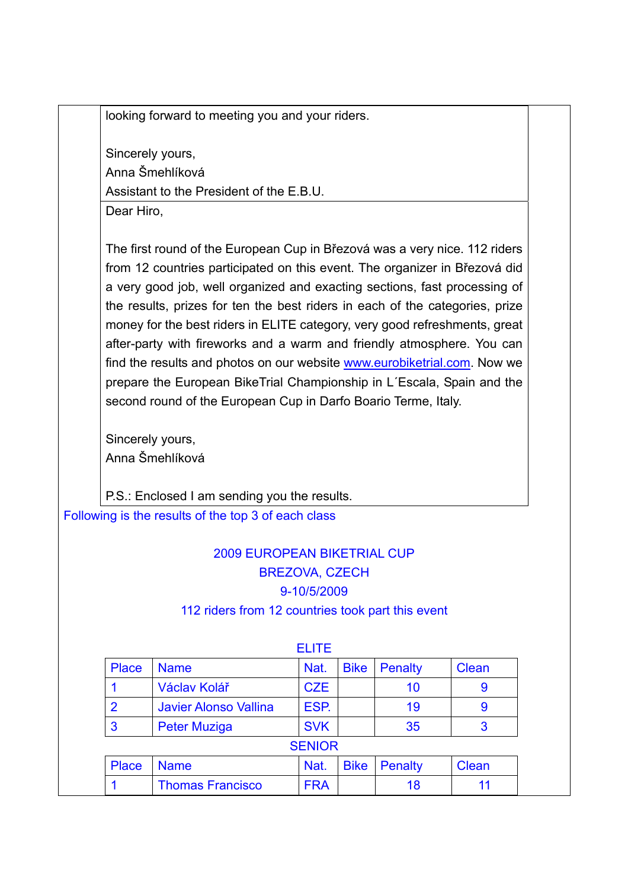looking forward to meeting you and your riders.

Sincerely yours,
Anna Šmehlíková
Assistant to the President of the E.B.U.

Dear Hiro,

The first round of the European Cup in Březová was a very nice. 112 riders from 12 countries participated on this event. The organizer in Březová did a very good job, well organized and exacting sections, fast processing of the results, prizes for ten the best riders in each of the categories, prize money for the best riders in ELITE category, very good refreshments, great after-party with fireworks and a warm and friendly atmosphere. You can find the results and photos on our website www.eurobiketrial.com. Now we prepare the European BikeTrial Championship in L´Escala, Spain and the second round of the European Cup in Darfo Boario Terme, Italy.

Sincerely yours,
Anna Šmehlíková

P.S.: Enclosed I am sending you the results.

Following is the results of the top 3 of each class

2009 EUROPEAN BIKETRIAL CUP
BREZOVA, CZECH
9-10/5/2009
112 riders from 12 countries took part this event

ELITE

| Place | Name | Nat. | Bike | Penalty | Clean |
|---|---|---|---|---|---|
| 1 | Václav Kolář | CZE | | 10 | 9 |
| 2 | Javier Alonso Vallina | ESP. | | 19 | 9 |
| 3 | Peter Muziga | SVK | | 35 | 3 |

SENIOR

| Place | Name | Nat. | Bike | Penalty | Clean |
|---|---|---|---|---|---|
| 1 | Thomas Francisco | FRA | | 18 | 11 |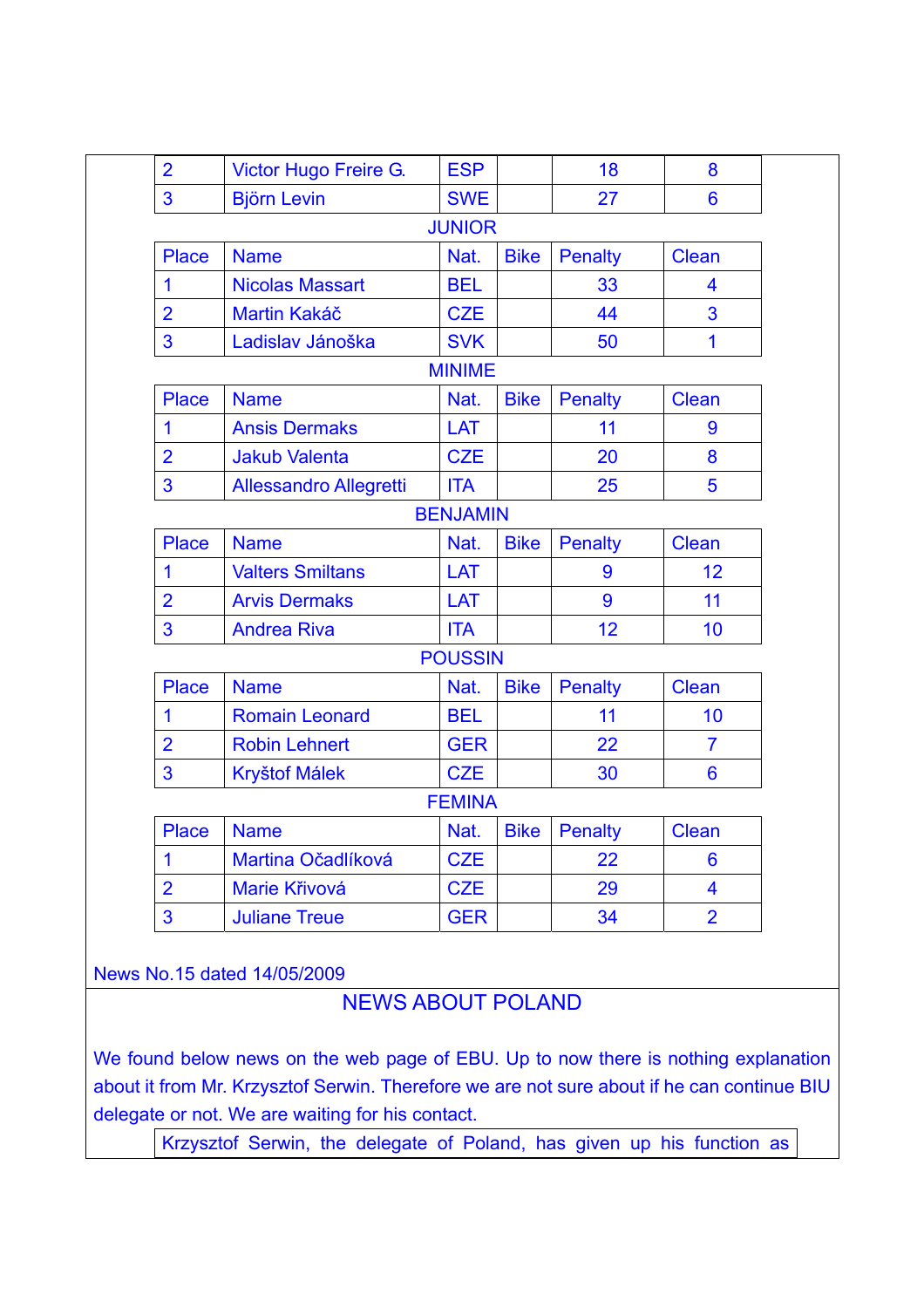| 2 | Victor Hugo Freire G. | ESP | | 18 | 8 |
|---|---|---|---|---|---|
| 3 | Björn Levin | SWE | | 27 | 6 |

JUNIOR

| Place | Name | Nat. | Bike | Penalty | Clean |
|---|---|---|---|---|---|
| 1 | Nicolas Massart | BEL | | 33 | 4 |
| 2 | Martin Kakáč | CZE | | 44 | 3 |
| 3 | Ladislav Jánoška | SVK | | 50 | 1 |

MINIME

| Place | Name | Nat. | Bike | Penalty | Clean |
|---|---|---|---|---|---|
| 1 | Ansis Dermaks | LAT | | 11 | 9 |
| 2 | Jakub Valenta | CZE | | 20 | 8 |
| 3 | Allessandro Allegretti | ITA | | 25 | 5 |

BENJAMIN

| Place | Name | Nat. | Bike | Penalty | Clean |
|---|---|---|---|---|---|
| 1 | Valters Smiltans | LAT | | 9 | 12 |
| 2 | Arvis Dermaks | LAT | | 9 | 11 |
| 3 | Andrea Riva | ITA | | 12 | 10 |

POUSSIN

| Place | Name | Nat. | Bike | Penalty | Clean |
|---|---|---|---|---|---|
| 1 | Romain Leonard | BEL | | 11 | 10 |
| 2 | Robin Lehnert | GER | | 22 | 7 |
| 3 | Kryštof Málek | CZE | | 30 | 6 |

FEMINA

| Place | Name | Nat. | Bike | Penalty | Clean |
|---|---|---|---|---|---|
| 1 | Martina Očadlíková | CZE | | 22 | 6 |
| 2 | Marie Křivová | CZE | | 29 | 4 |
| 3 | Juliane Treue | GER | | 34 | 2 |

News No.15 dated 14/05/2009

## NEWS ABOUT POLAND

We found below news on the web page of EBU. Up to now there is nothing explanation about it from Mr. Krzysztof Serwin. Therefore we are not sure about if he can continue BIU delegate or not. We are waiting for his contact.

Krzysztof Serwin, the delegate of Poland, has given up his function as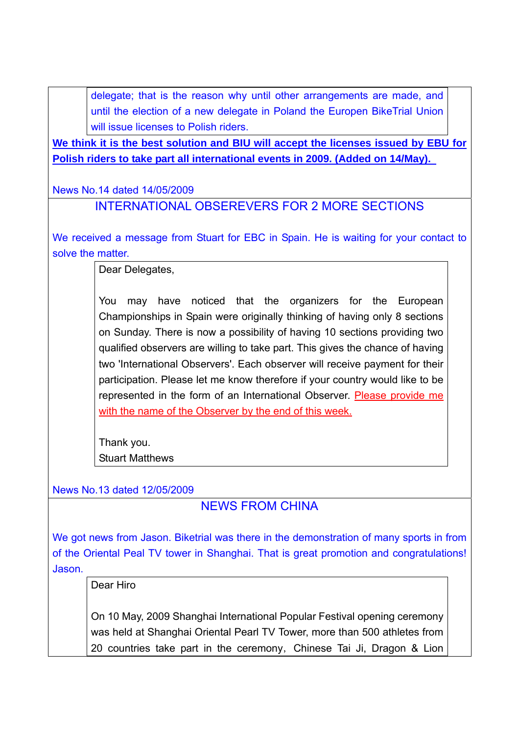> delegate; that is the reason why until other arrangements are made, and until the election of a new delegate in Poland the Europen BikeTrial Union will issue licenses to Polish riders.

**We think it is the best solution and BIU will accept the licenses issued by EBU for Polish riders to take part all international events in 2009. (Added on 14/May).**

News No.14 dated 14/05/2009

## INTERNATIONAL OBSEREVERS FOR 2 MORE SECTIONS

We received a message from Stuart for EBC in Spain. He is waiting for your contact to solve the matter.

> Dear Delegates,
>
> You may have noticed that the organizers for the European Championships in Spain were originally thinking of having only 8 sections on Sunday. There is now a possibility of having 10 sections providing two qualified observers are willing to take part. This gives the chance of having two 'International Observers'. Each observer will receive payment for their participation. Please let me know therefore if your country would like to be represented in the form of an International Observer. Please provide me with the name of the Observer by the end of this week.
>
> Thank you.
> Stuart Matthews

News No.13 dated 12/05/2009

## NEWS FROM CHINA

We got news from Jason. Biketrial was there in the demonstration of many sports in from of the Oriental Peal TV tower in Shanghai. That is great promotion and congratulations! Jason.

> Dear Hiro
>
> On 10 May, 2009 Shanghai International Popular Festival opening ceremony was held at Shanghai Oriental Pearl TV Tower, more than 500 athletes from 20 countries take part in the ceremony, Chinese Tai Ji, Dragon & Lion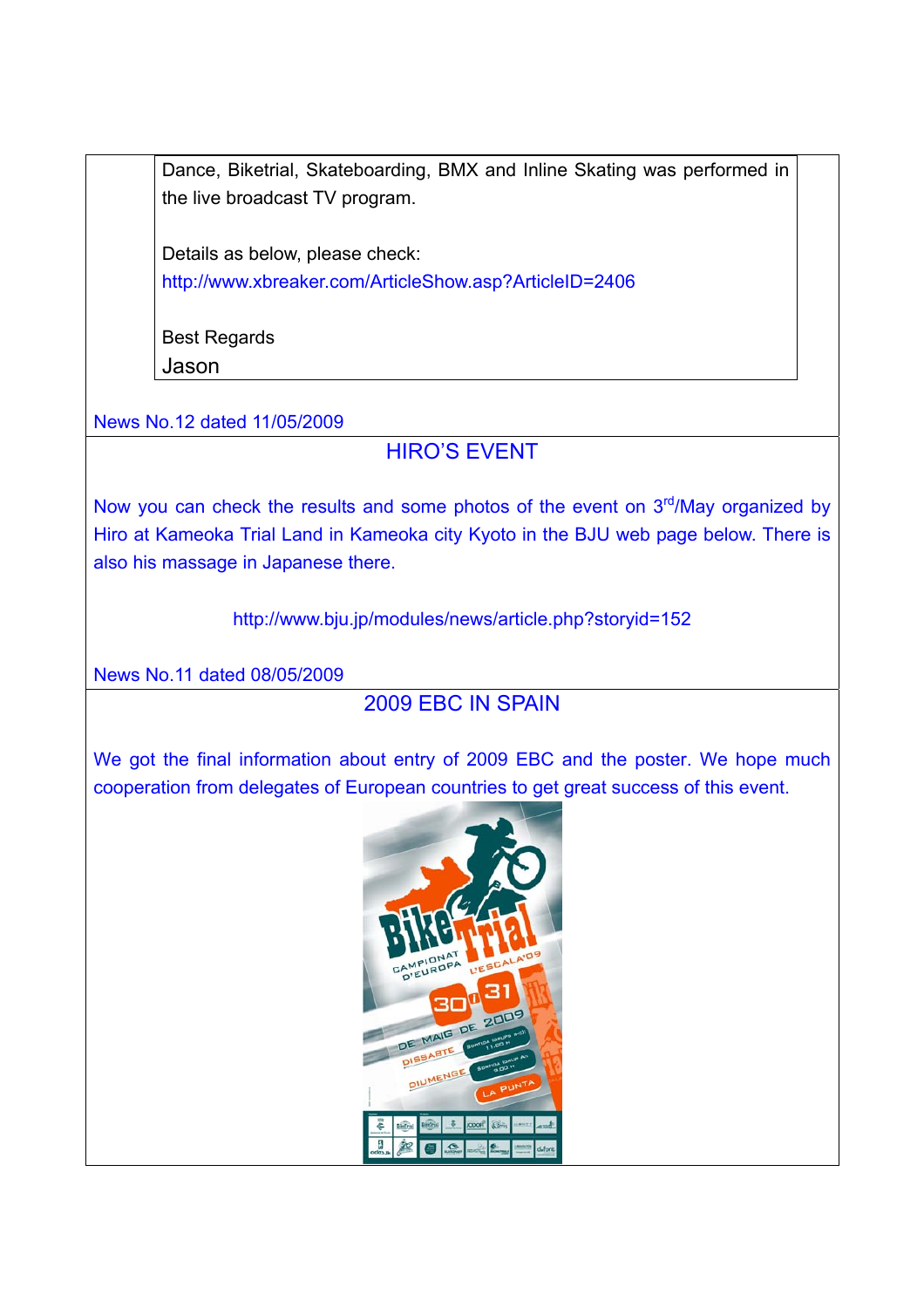Dance, Biketrial, Skateboarding, BMX and Inline Skating was performed in the live broadcast TV program.

Details as below, please check:
http://www.xbreaker.com/ArticleShow.asp?ArticleID=2406

Best Regards
Jason

News No.12 dated 11/05/2009

## HIRO'S EVENT

Now you can check the results and some photos of the event on 3rd/May organized by Hiro at Kameoka Trial Land in Kameoka city Kyoto in the BJU web page below. There is also his massage in Japanese there.

http://www.bju.jp/modules/news/article.php?storyid=152

News No.11 dated 08/05/2009

## 2009 EBC IN SPAIN

We got the final information about entry of 2009 EBC and the poster. We hope much cooperation from delegates of European countries to get great success of this event.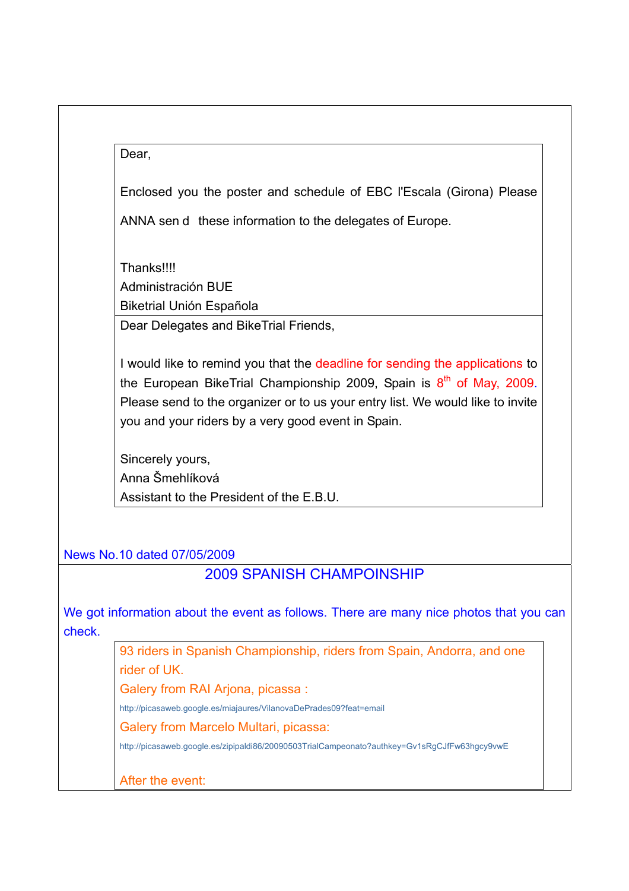Dear,

Enclosed you the poster and schedule of EBC l'Escala (Girona) Please ANNA sen d  these information to the delegates of Europe.

Thanks!!!!
Administración BUE
Biketrial Unión Española

Dear Delegates and BikeTrial Friends,

I would like to remind you that the deadline for sending the applications to the European BikeTrial Championship 2009, Spain is 8th of May, 2009. Please send to the organizer or to us your entry list. We would like to invite you and your riders by a very good event in Spain.

Sincerely yours,
Anna Šmehlíková
Assistant to the President of the E.B.U.

News No.10 dated 07/05/2009

## 2009 SPANISH CHAMPOINSHIP

We got information about the event as follows. There are many nice photos that you can check.

93 riders in Spanish Championship, riders from Spain, Andorra, and one rider of UK.

Galery from RAI Arjona, picassa :

http://picasaweb.google.es/miajaures/VilanovaDePrades09?feat=email

Galery from Marcelo Multari, picassa:

http://picasaweb.google.es/zipipaldi86/20090503TrialCampeonato?authkey=Gv1sRgCJfFw63hgcy9vwE

After the event: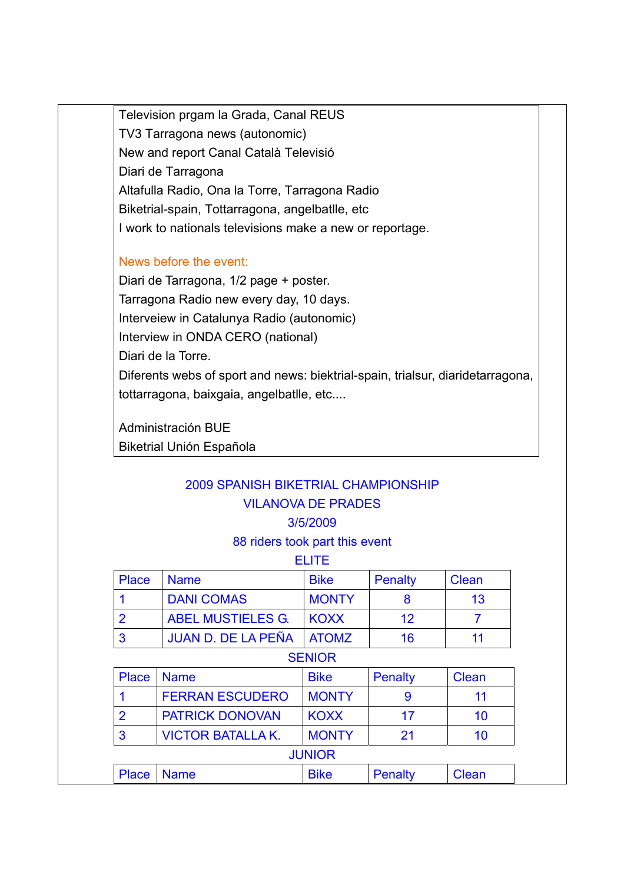Television prgam la Grada, Canal REUS
TV3 Tarragona news (autonomic)
New and report Canal Català Televisió
Diari de Tarragona
Altafulla Radio, Ona la Torre, Tarragona Radio
Biketrial-spain, Tottarragona, angelbatlle, etc
I work to nationals televisions make a new or reportage.

News before the event:
Diari de Tarragona, 1/2 page + poster.
Tarragona Radio new every day, 10 days.
Interveiew in Catalunya Radio (autonomic)
Interview in ONDA CERO (national)
Diari de la Torre.
Diferents webs of sport and news: biektrial-spain, trialsur, diaridetarragona, tottarragona, baixgaia, angelbatlle, etc....

Administración BUE
Biketrial Unión Española

## 2009 SPANISH BIKETRIAL CHAMPIONSHIP
## VILANOVA DE PRADES
## 3/5/2009
## 88 riders took part this event

### ELITE

| Place | Name | Bike | Penalty | Clean |
|---|---|---|---|---|
| 1 | DANI COMAS | MONTY | 8 | 13 |
| 2 | ABEL MUSTIELES G. | KOXX | 12 | 7 |
| 3 | JUAN D. DE LA PEÑA | ATOMZ | 16 | 11 |

### SENIOR

| Place | Name | Bike | Penalty | Clean |
|---|---|---|---|---|
| 1 | FERRAN ESCUDERO | MONTY | 9 | 11 |
| 2 | PATRICK DONOVAN | KOXX | 17 | 10 |
| 3 | VICTOR BATALLA K. | MONTY | 21 | 10 |

### JUNIOR

| Place | Name | Bike | Penalty | Clean |
|---|---|---|---|---|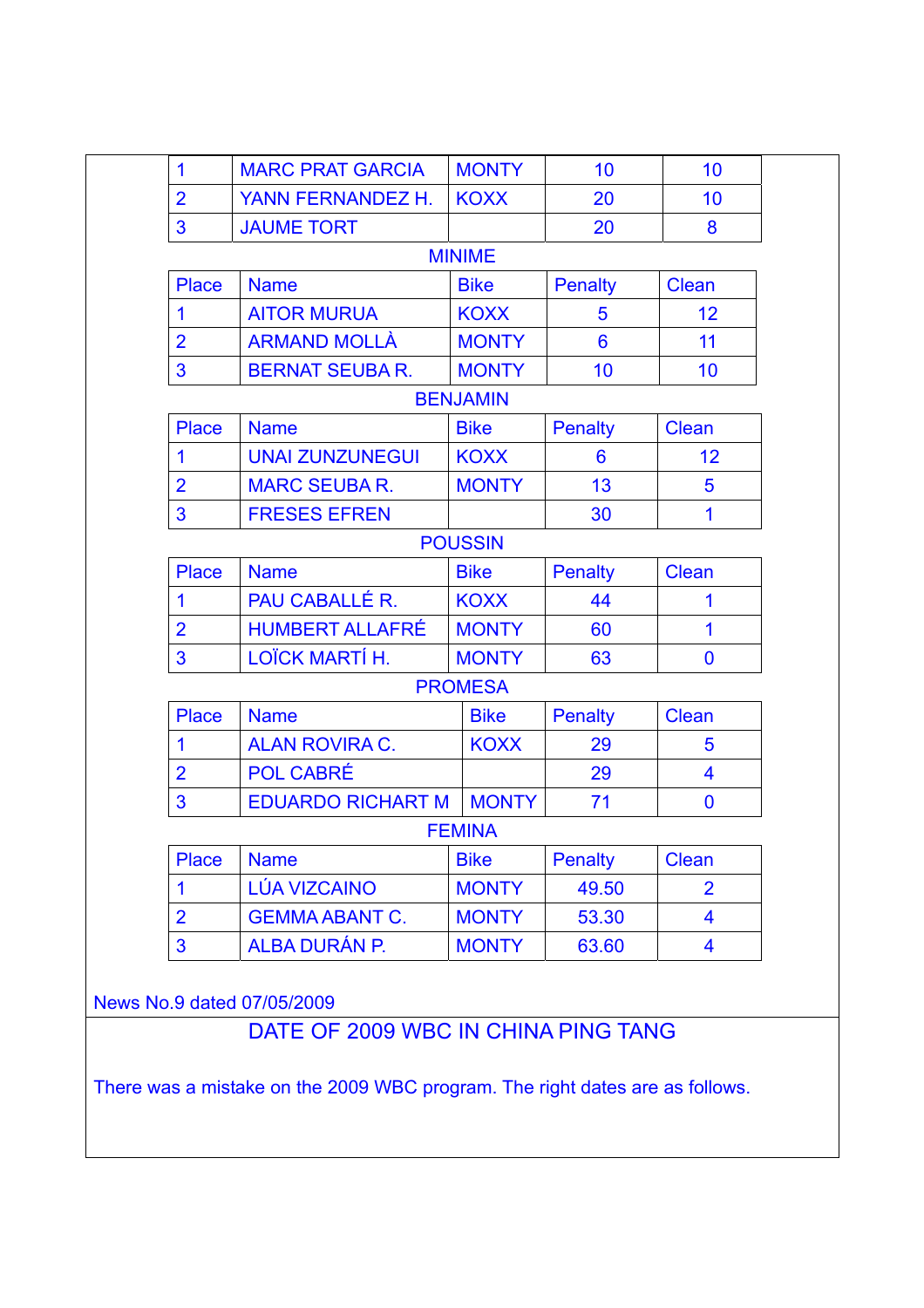| 1 | MARC PRAT GARCIA | MONTY | 10 | 10 |
|---|---|---|---|---|
| 2 | YANN FERNANDEZ H. | KOXX | 20 | 10 |
| 3 | JAUME TORT | | 20 | 8 |

MINIME

| Place | Name | Bike | Penalty | Clean |
|---|---|---|---|---|
| 1 | AITOR MURUA | KOXX | 5 | 12 |
| 2 | ARMAND MOLLÀ | MONTY | 6 | 11 |
| 3 | BERNAT SEUBA R. | MONTY | 10 | 10 |

BENJAMIN

| Place | Name | Bike | Penalty | Clean |
|---|---|---|---|---|
| 1 | UNAI ZUNZUNEGUI | KOXX | 6 | 12 |
| 2 | MARC SEUBA R. | MONTY | 13 | 5 |
| 3 | FRESES EFREN | | 30 | 1 |

POUSSIN

| Place | Name | Bike | Penalty | Clean |
|---|---|---|---|---|
| 1 | PAU CABALLÉ R. | KOXX | 44 | 1 |
| 2 | HUMBERT ALLAFRÉ | MONTY | 60 | 1 |
| 3 | LOÏCK MARTÍ H. | MONTY | 63 | 0 |

PROMESA

| Place | Name | Bike | Penalty | Clean |
|---|---|---|---|---|
| 1 | ALAN ROVIRA C. | KOXX | 29 | 5 |
| 2 | POL CABRÉ | | 29 | 4 |
| 3 | EDUARDO RICHART M | MONTY | 71 | 0 |

FEMINA

| Place | Name | Bike | Penalty | Clean |
|---|---|---|---|---|
| 1 | LÚA VIZCAINO | MONTY | 49.50 | 2 |
| 2 | GEMMA ABANT C. | MONTY | 53.30 | 4 |
| 3 | ALBA DURÁN P. | MONTY | 63.60 | 4 |

News No.9 dated 07/05/2009

## DATE OF 2009 WBC IN CHINA PING TANG

There was a mistake on the 2009 WBC program. The right dates are as follows.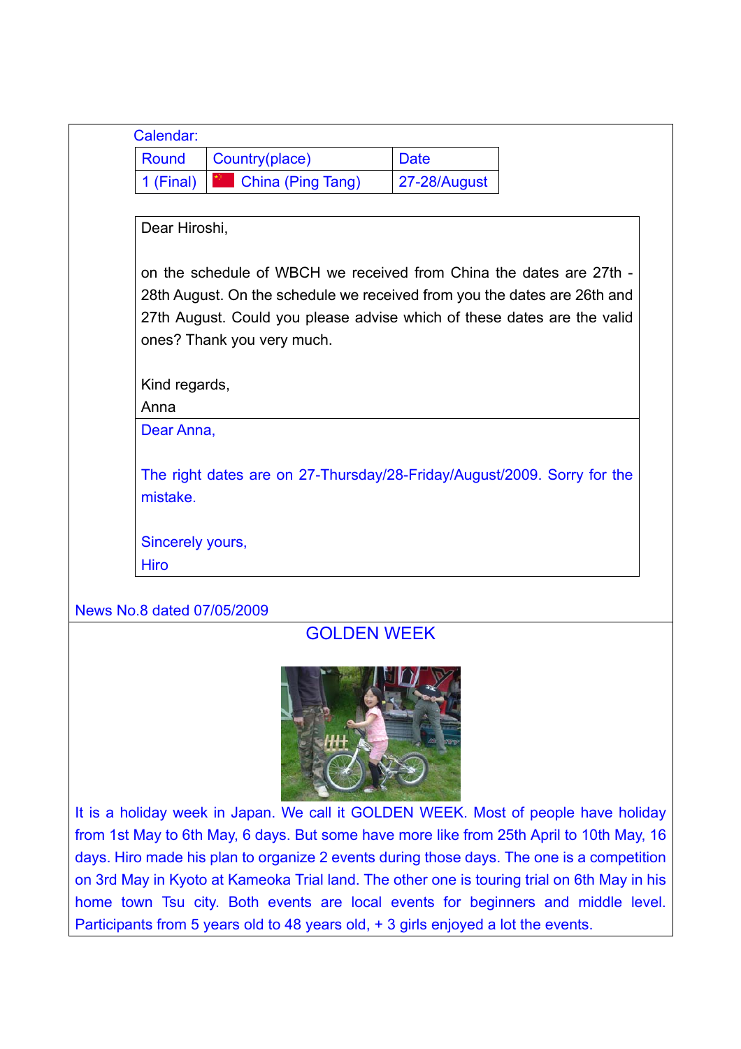Calendar:

| Round | Country(place) | Date |
| --- | --- | --- |
| 1 (Final) | China (Ping Tang) | 27-28/August |

Dear Hiroshi,

on the schedule of WBCH we received from China the dates are 27th - 28th August. On the schedule we received from you the dates are 26th and 27th August. Could you please advise which of these dates are the valid ones? Thank you very much.

Kind regards,
Anna

Dear Anna,

The right dates are on 27-Thursday/28-Friday/August/2009. Sorry for the mistake.

Sincerely yours,
Hiro

News No.8 dated 07/05/2009

## GOLDEN WEEK

It is a holiday week in Japan. We call it GOLDEN WEEK. Most of people have holiday from 1st May to 6th May, 6 days. But some have more like from 25th April to 10th May, 16 days. Hiro made his plan to organize 2 events during those days. The one is a competition on 3rd May in Kyoto at Kameoka Trial land. The other one is touring trial on 6th May in his home town Tsu city. Both events are local events for beginners and middle level. Participants from 5 years old to 48 years old, + 3 girls enjoyed a lot the events.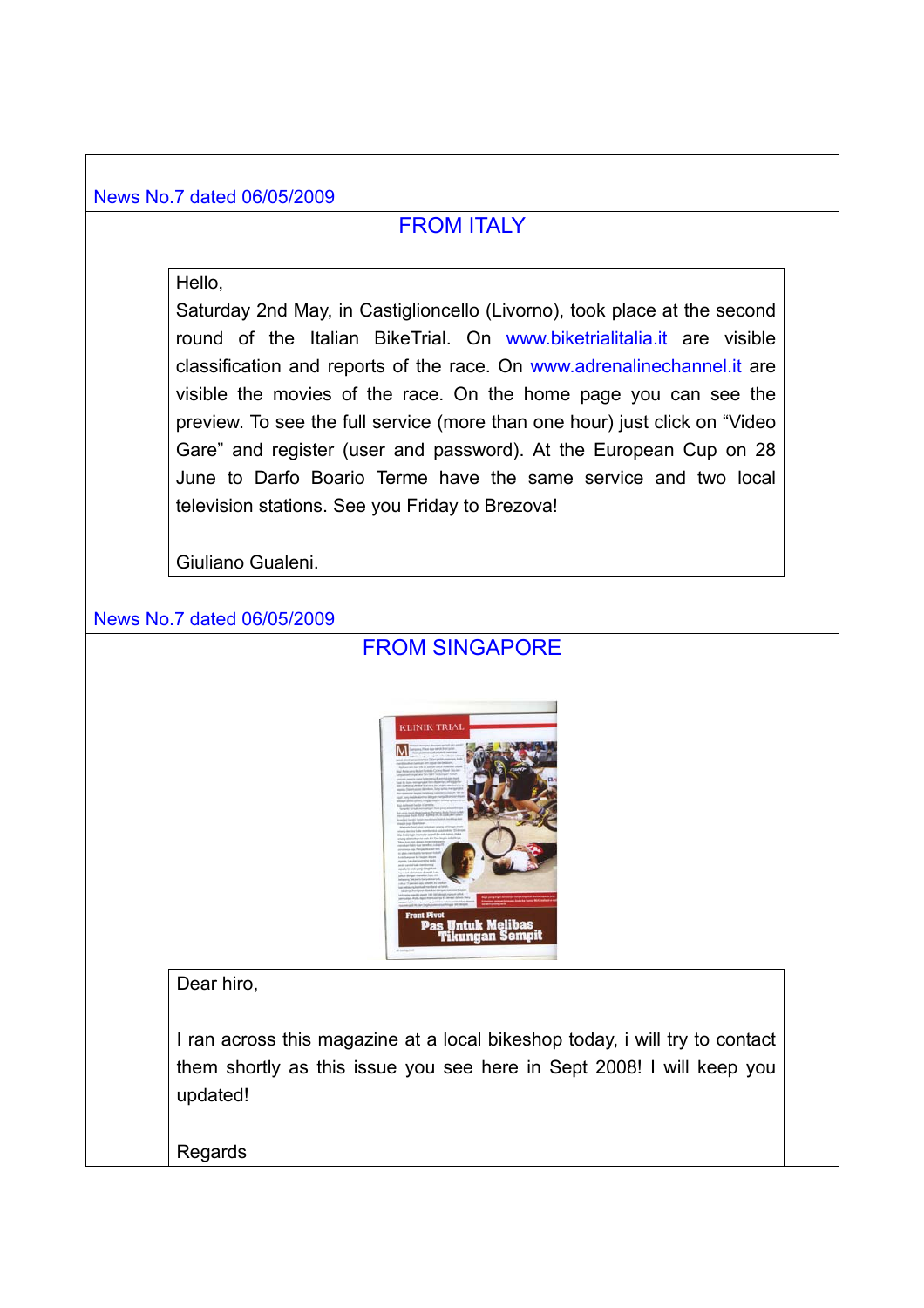News No.7 dated 06/05/2009

## FROM ITALY

Hello,

Saturday 2nd May, in Castiglioncello (Livorno), took place at the second round of the Italian BikeTrial. On www.biketrialitalia.it are visible classification and reports of the race. On www.adrenalinechannel.it are visible the movies of the race. On the home page you can see the preview. To see the full service (more than one hour) just click on “Video Gare” and register (user and password). At the European Cup on 28 June to Darfo Boario Terme have the same service and two local television stations. See you Friday to Brezova!

Giuliano Gualeni.

News No.7 dated 06/05/2009

## FROM SINGAPORE

Dear hiro,

I ran across this magazine at a local bikeshop today, i will try to contact them shortly as this issue you see here in Sept 2008! I will keep you updated!

Regards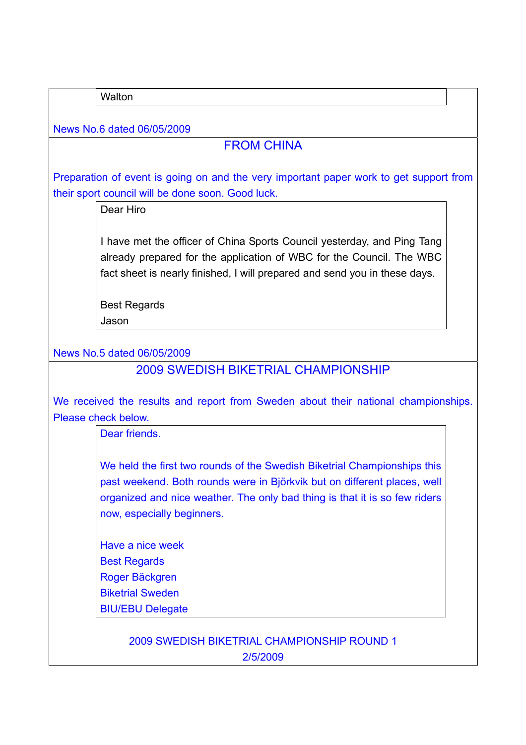Walton

News No.6 dated 06/05/2009

## FROM CHINA

Preparation of event is going on and the very important paper work to get support from their sport council will be done soon. Good luck.

> Dear Hiro
>
> I have met the officer of China Sports Council yesterday, and Ping Tang already prepared for the application of WBC for the Council. The WBC fact sheet is nearly finished, I will prepared and send you in these days.
>
> Best Regards
> Jason

News No.5 dated 06/05/2009

## 2009 SWEDISH BIKETRIAL CHAMPIONSHIP

We received the results and report from Sweden about their national championships. Please check below.

> Dear friends.
>
> We held the first two rounds of the Swedish Biketrial Championships this past weekend. Both rounds were in Björkvik but on different places, well organized and nice weather. The only bad thing is that it is so few riders now, especially beginners.
>
> Have a nice week
> Best Regards
> Roger Bäckgren
> Biketrial Sweden
> BIU/EBU Delegate

2009 SWEDISH BIKETRIAL CHAMPIONSHIP ROUND 1
2/5/2009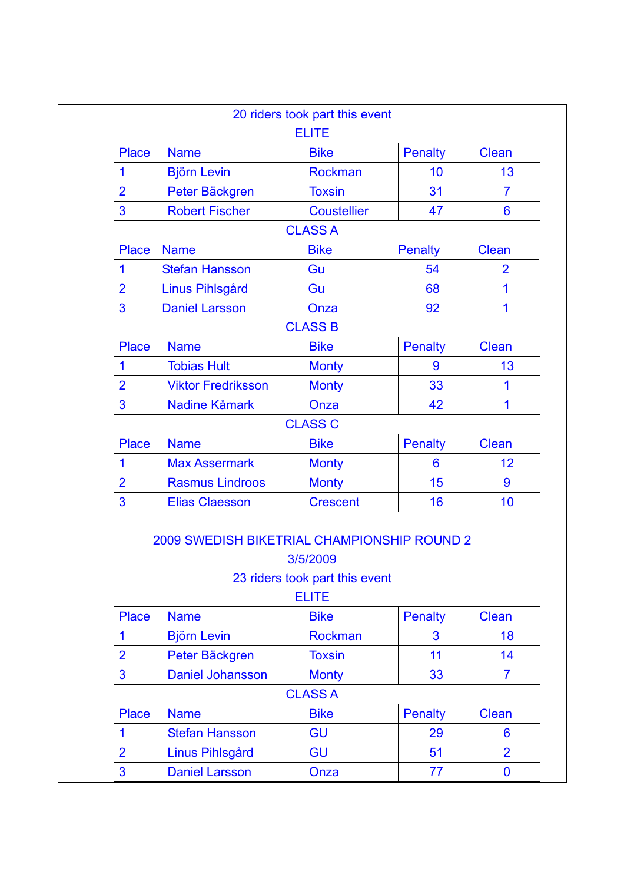20 riders took part this event

ELITE

| Place | Name | Bike | Penalty | Clean |
|---|---|---|---|---|
| 1 | Björn Levin | Rockman | 10 | 13 |
| 2 | Peter Bäckgren | Toxsin | 31 | 7 |
| 3 | Robert Fischer | Coustellier | 47 | 6 |

CLASS A

| Place | Name | Bike | Penalty | Clean |
|---|---|---|---|---|
| 1 | Stefan Hansson | Gu | 54 | 2 |
| 2 | Linus Pihlsgård | Gu | 68 | 1 |
| 3 | Daniel Larsson | Onza | 92 | 1 |

CLASS B

| Place | Name | Bike | Penalty | Clean |
|---|---|---|---|---|
| 1 | Tobias Hult | Monty | 9 | 13 |
| 2 | Viktor Fredriksson | Monty | 33 | 1 |
| 3 | Nadine Kåmark | Onza | 42 | 1 |

CLASS C

| Place | Name | Bike | Penalty | Clean |
|---|---|---|---|---|
| 1 | Max Assermark | Monty | 6 | 12 |
| 2 | Rasmus Lindroos | Monty | 15 | 9 |
| 3 | Elias Claesson | Crescent | 16 | 10 |

## 2009 SWEDISH BIKETRIAL CHAMPIONSHIP ROUND 2

3/5/2009

23 riders took part this event

ELITE

| Place | Name | Bike | Penalty | Clean |
|---|---|---|---|---|
| 1 | Björn Levin | Rockman | 3 | 18 |
| 2 | Peter Bäckgren | Toxsin | 11 | 14 |
| 3 | Daniel Johansson | Monty | 33 | 7 |

CLASS A

| Place | Name | Bike | Penalty | Clean |
|---|---|---|---|---|
| 1 | Stefan Hansson | GU | 29 | 6 |
| 2 | Linus Pihlsgård | GU | 51 | 2 |
| 3 | Daniel Larsson | Onza | 77 | 0 |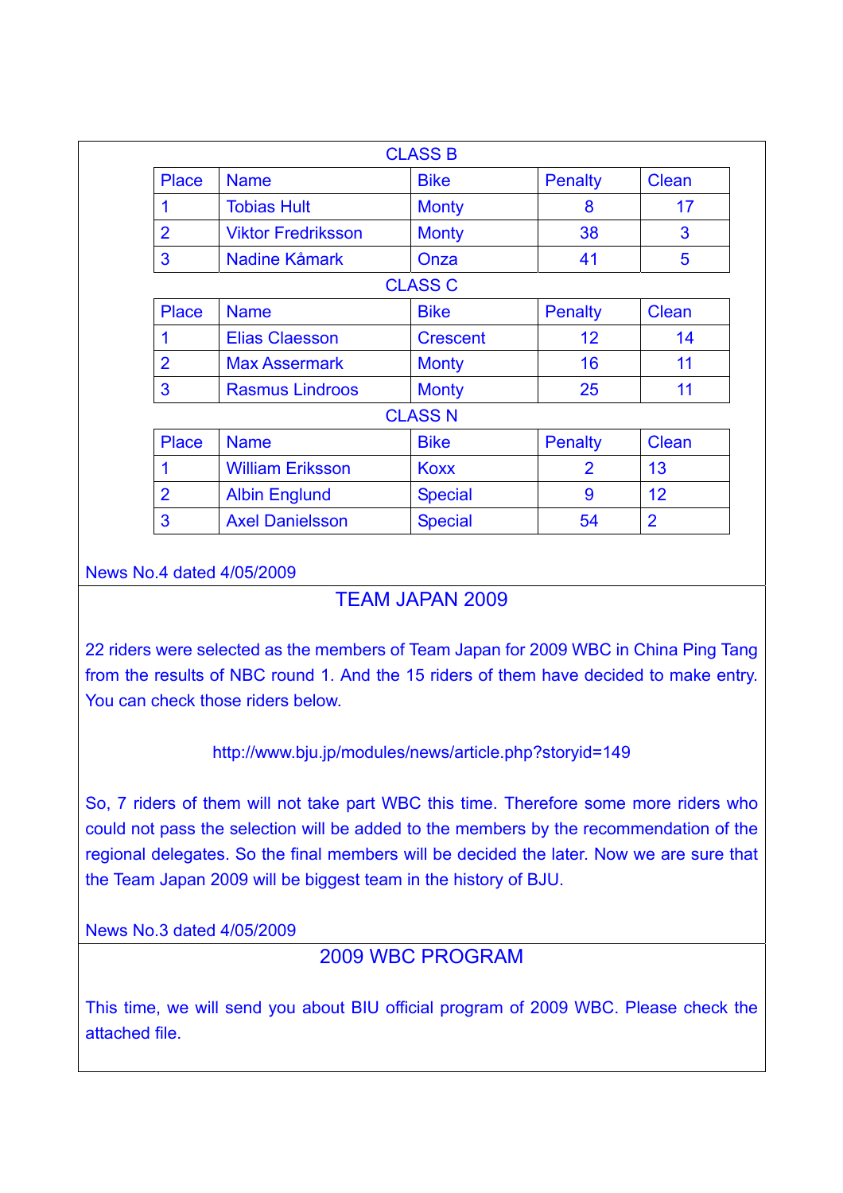### CLASS B

| Place | Name | Bike | Penalty | Clean |
|---|---|---|---|---|
| 1 | Tobias Hult | Monty | 8 | 17 |
| 2 | Viktor Fredriksson | Monty | 38 | 3 |
| 3 | Nadine Kåmark | Onza | 41 | 5 |

### CLASS C

| Place | Name | Bike | Penalty | Clean |
|---|---|---|---|---|
| 1 | Elias Claesson | Crescent | 12 | 14 |
| 2 | Max Assermark | Monty | 16 | 11 |
| 3 | Rasmus Lindroos | Monty | 25 | 11 |

### CLASS N

| Place | Name | Bike | Penalty | Clean |
|---|---|---|---|---|
| 1 | William Eriksson | Koxx | 2 | 13 |
| 2 | Albin Englund | Special | 9 | 12 |
| 3 | Axel Danielsson | Special | 54 | 2 |

News No.4 dated 4/05/2009

## TEAM JAPAN 2009

22 riders were selected as the members of Team Japan for 2009 WBC in China Ping Tang from the results of NBC round 1. And the 15 riders of them have decided to make entry. You can check those riders below.

http://www.bju.jp/modules/news/article.php?storyid=149

So, 7 riders of them will not take part WBC this time. Therefore some more riders who could not pass the selection will be added to the members by the recommendation of the regional delegates. So the final members will be decided the later. Now we are sure that the Team Japan 2009 will be biggest team in the history of BJU.

News No.3 dated 4/05/2009

## 2009 WBC PROGRAM

This time, we will send you about BIU official program of 2009 WBC. Please check the attached file.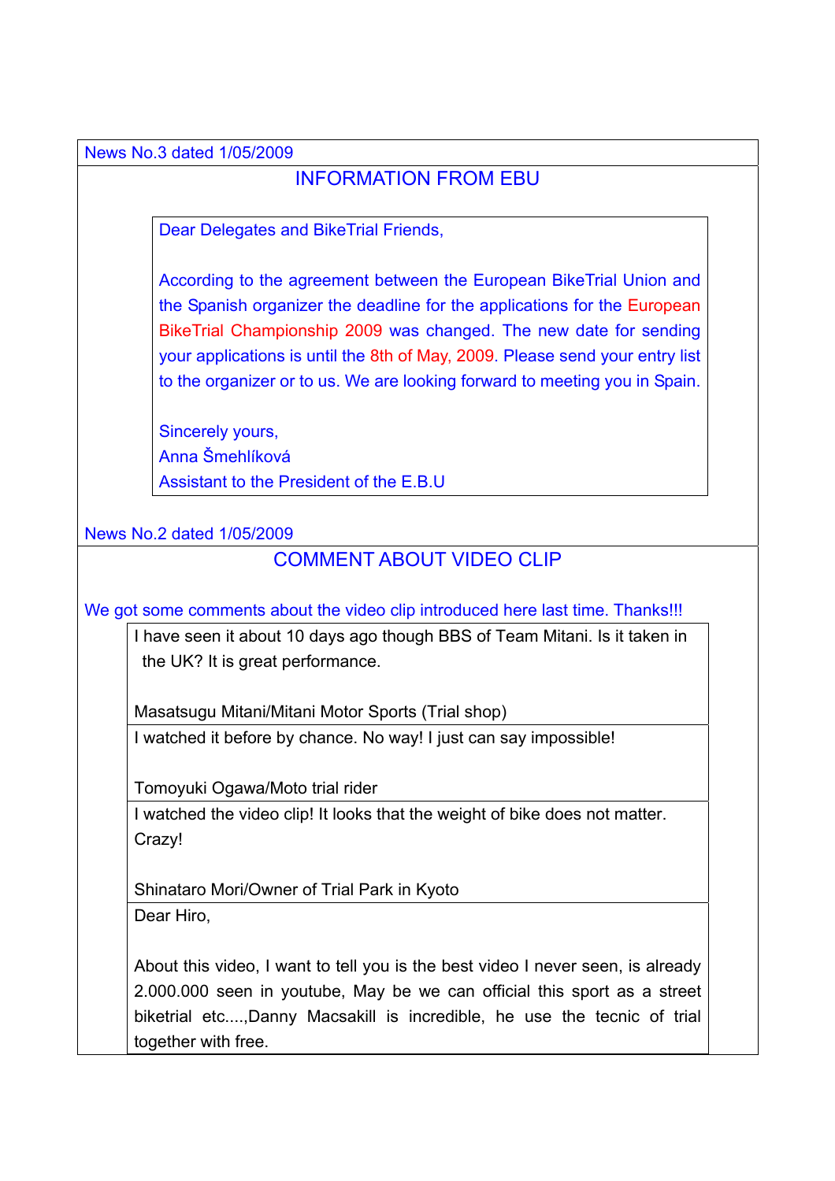News No.3 dated 1/05/2009

## INFORMATION FROM EBU

Dear Delegates and BikeTrial Friends,

According to the agreement between the European BikeTrial Union and the Spanish organizer the deadline for the applications for the European BikeTrial Championship 2009 was changed. The new date for sending your applications is until the 8th of May, 2009. Please send your entry list to the organizer or to us. We are looking forward to meeting you in Spain.

Sincerely yours,
Anna Šmehlíková
Assistant to the President of the E.B.U

News No.2 dated 1/05/2009

## COMMENT ABOUT VIDEO CLIP

We got some comments about the video clip introduced here last time. Thanks!!!

I have seen it about 10 days ago though BBS of Team Mitani. Is it taken in the UK? It is great performance.

Masatsugu Mitani/Mitani Motor Sports (Trial shop)

---

I watched it before by chance. No way! I just can say impossible!

Tomoyuki Ogawa/Moto trial rider

---

I watched the video clip! It looks that the weight of bike does not matter. Crazy!

Shinataro Mori/Owner of Trial Park in Kyoto

---

Dear Hiro,

About this video, I want to tell you is the best video I never seen, is already 2.000.000 seen in youtube, May be we can official this sport as a street biketrial etc....,Danny Macsakill is incredible, he use the tecnic of trial together with free.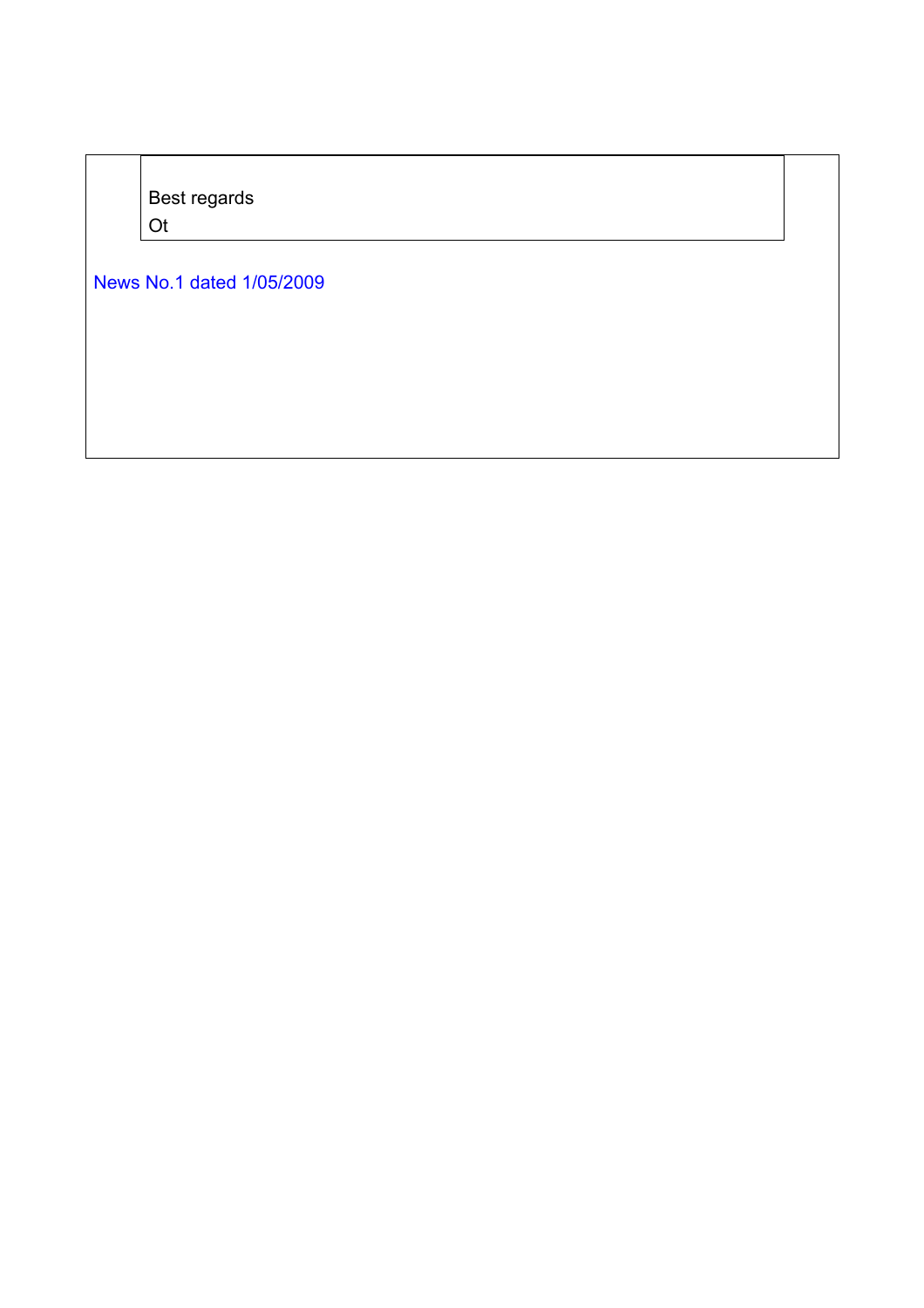Best regards
Ot

News No.1 dated 1/05/2009